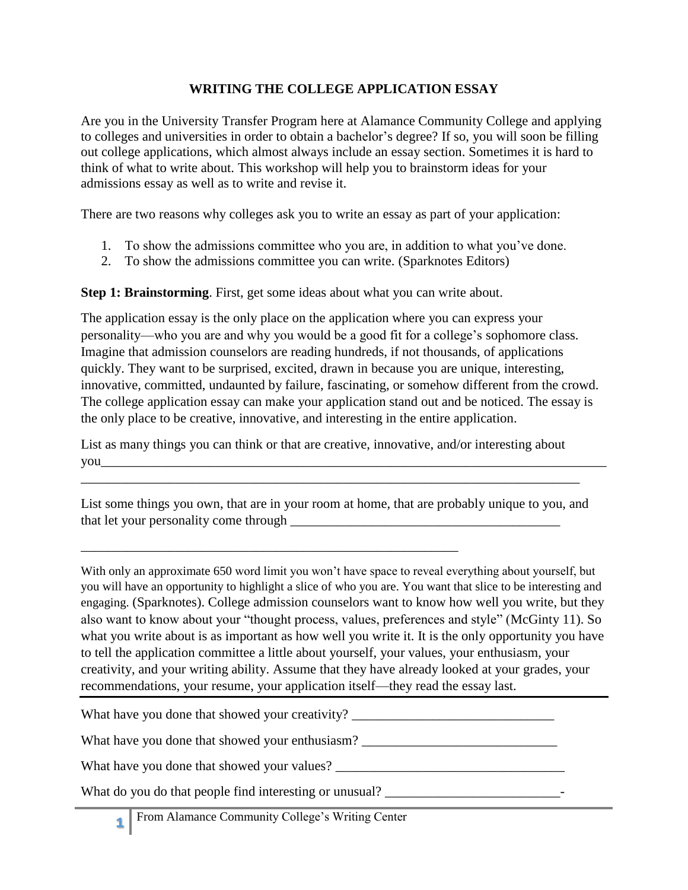# WRITING THE COLLEGE APPLICATION ESSAY

Are you in the University Transfer Program here at Alamance Community College and applying to colleges and universities in order to obtain a bachelor's degree? If so, you will soon be filling out college applications, which almost always include an essay section. Sometimes it is hard to think of what to write about. This workshop will help you to brainstorm ideas for your admissions essay as well as to write and revise it.

There are two reasons why colleges ask you to write an essay as part of your application:

1. To show the admissions committee who you are, in addition to what you've done.
2. To show the admissions committee you can write. (Sparknotes Editors)

**Step 1: Brainstorming**. First, get some ideas about what you can write about.

The application essay is the only place on the application where you can express your personality—who you are and why you would be a good fit for a college's sophomore class. Imagine that admission counselors are reading hundreds, if not thousands, of applications quickly. They want to be surprised, excited, drawn in because you are unique, interesting, innovative, committed, undaunted by failure, fascinating, or somehow different from the crowd. The college application essay can make your application stand out and be noticed. The essay is the only place to be creative, innovative, and interesting in the entire application.

List as many things you can think or that are creative, innovative, and/or interesting about you___________________________________________________________________________
___________________________________________________________________________

List some things you own, that are in your room at home, that are probably unique to you, and that let your personality come through ________________________________________

________________________________________________________

With only an approximate 650 word limit you won't have space to reveal everything about yourself, but you will have an opportunity to highlight a slice of who you are. You want that slice to be interesting and engaging. (Sparknotes). College admission counselors want to know how well you write, but they also want to know about your "thought process, values, preferences and style" (McGinty 11). So what you write about is as important as how well you write it. It is the only opportunity you have to tell the application committee a little about yourself, your values, your enthusiasm, your creativity, and your writing ability. Assume that they have already looked at your grades, your recommendations, your resume, your application itself—they read the essay last.

---

What have you done that showed your creativity? ______________________________

What have you done that showed your enthusiasm? _____________________________

What have you done that showed your values? _________________________________

What do you do that people find interesting or unusual? _________________________-

From Alamance Community College's Writing Center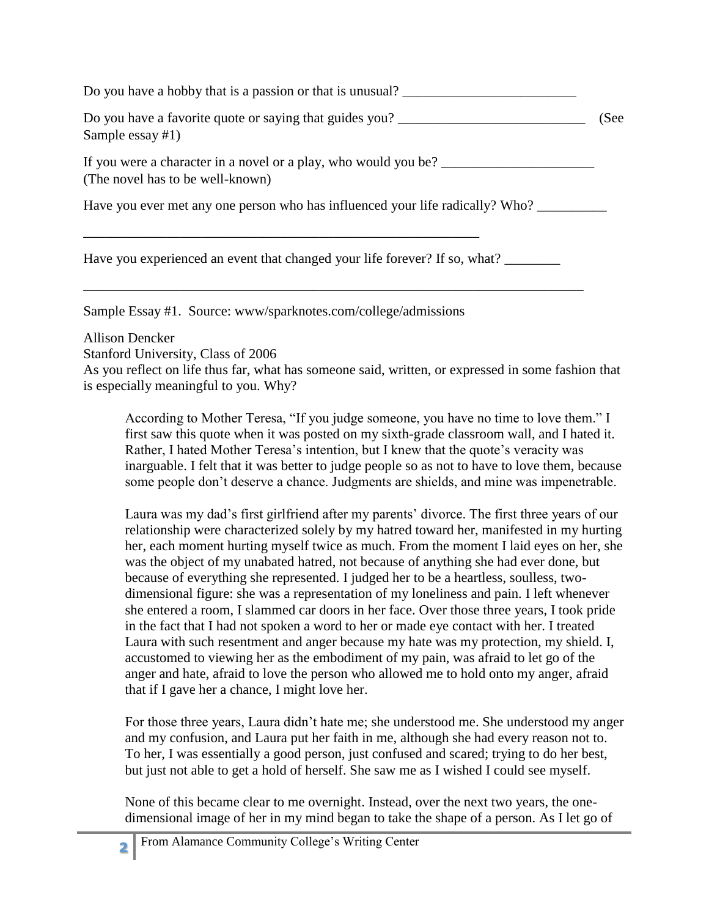Do you have a hobby that is a passion or that is unusual? _________________________

Do you have a favorite quote or saying that guides you? ___________________________ (See Sample essay #1)

If you were a character in a novel or a play, who would you be? ______________________ (The novel has to be well-known)

Have you ever met any one person who has influenced your life radically? Who? __________

___________________________________________________________

Have you experienced an event that changed your life forever? If so, what? ________

_________________________________________________________________________

Sample Essay #1. Source: www/sparknotes.com/college/admissions

Allison Dencker
Stanford University, Class of 2006
As you reflect on life thus far, what has someone said, written, or expressed in some fashion that is especially meaningful to you. Why?

> According to Mother Teresa, "If you judge someone, you have no time to love them." I first saw this quote when it was posted on my sixth-grade classroom wall, and I hated it. Rather, I hated Mother Teresa's intention, but I knew that the quote's veracity was inarguable. I felt that it was better to judge people so as not to have to love them, because some people don't deserve a chance. Judgments are shields, and mine was impenetrable.
>
> Laura was my dad's first girlfriend after my parents' divorce. The first three years of our relationship were characterized solely by my hatred toward her, manifested in my hurting her, each moment hurting myself twice as much. From the moment I laid eyes on her, she was the object of my unabated hatred, not because of anything she had ever done, but because of everything she represented. I judged her to be a heartless, soulless, two-dimensional figure: she was a representation of my loneliness and pain. I left whenever she entered a room, I slammed car doors in her face. Over those three years, I took pride in the fact that I had not spoken a word to her or made eye contact with her. I treated Laura with such resentment and anger because my hate was my protection, my shield. I, accustomed to viewing her as the embodiment of my pain, was afraid to let go of the anger and hate, afraid to love the person who allowed me to hold onto my anger, afraid that if I gave her a chance, I might love her.
>
> For those three years, Laura didn't hate me; she understood me. She understood my anger and my confusion, and Laura put her faith in me, although she had every reason not to. To her, I was essentially a good person, just confused and scared; trying to do her best, but just not able to get a hold of herself. She saw me as I wished I could see myself.
>
> None of this became clear to me overnight. Instead, over the next two years, the one-dimensional image of her in my mind began to take the shape of a person. As I let go of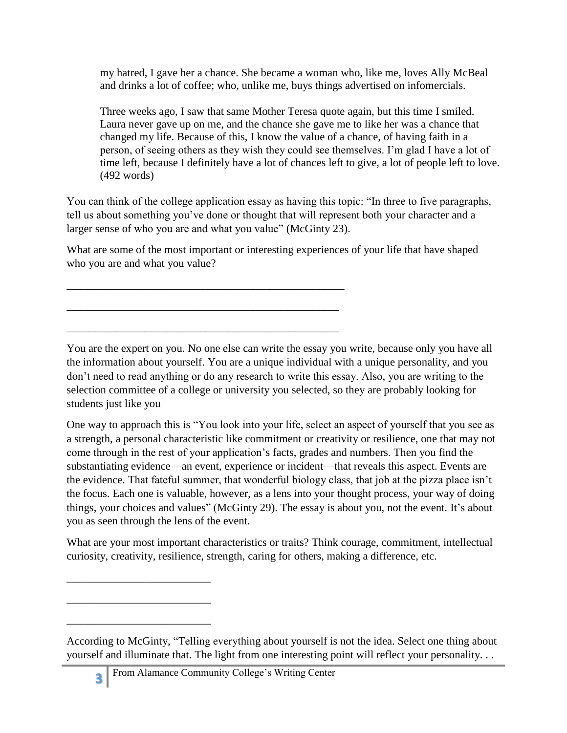> my hatred, I gave her a chance. She became a woman who, like me, loves Ally McBeal and drinks a lot of coffee; who, unlike me, buys things advertised on infomercials.
>
> Three weeks ago, I saw that same Mother Teresa quote again, but this time I smiled. Laura never gave up on me, and the chance she gave me to like her was a chance that changed my life. Because of this, I know the value of a chance, of having faith in a person, of seeing others as they wish they could see themselves. I'm glad I have a lot of time left, because I definitely have a lot of chances left to give, a lot of people left to love. (492 words)

You can think of the college application essay as having this topic: "In three to five paragraphs, tell us about something you've done or thought that will represent both your character and a larger sense of who you are and what you value" (McGinty 23).

What are some of the most important or interesting experiences of your life that have shaped who you are and what you value?

___________________________________________________

___________________________________________________

___________________________________________________

You are the expert on you. No one else can write the essay you write, because only you have all the information about yourself. You are a unique individual with a unique personality, and you don't need to read anything or do any research to write this essay. Also, you are writing to the selection committee of a college or university you selected, so they are probably looking for students just like you

One way to approach this is "You look into your life, select an aspect of yourself that you see as a strength, a personal characteristic like commitment or creativity or resilience, one that may not come through in the rest of your application's facts, grades and numbers. Then you find the substantiating evidence—an event, experience or incident—that reveals this aspect. Events are the evidence. That fateful summer, that wonderful biology class, that job at the pizza place isn't the focus. Each one is valuable, however, as a lens into your thought process, your way of doing things, your choices and values" (McGinty 29). The essay is about you, not the event. It's about you as seen through the lens of the event.

What are your most important characteristics or traits? Think courage, commitment, intellectual curiosity, creativity, resilience, strength, caring for others, making a difference, etc.

__________________________

__________________________

__________________________

According to McGinty, "Telling everything about yourself is not the idea. Select one thing about yourself and illuminate that. The light from one interesting point will reflect your personality. . .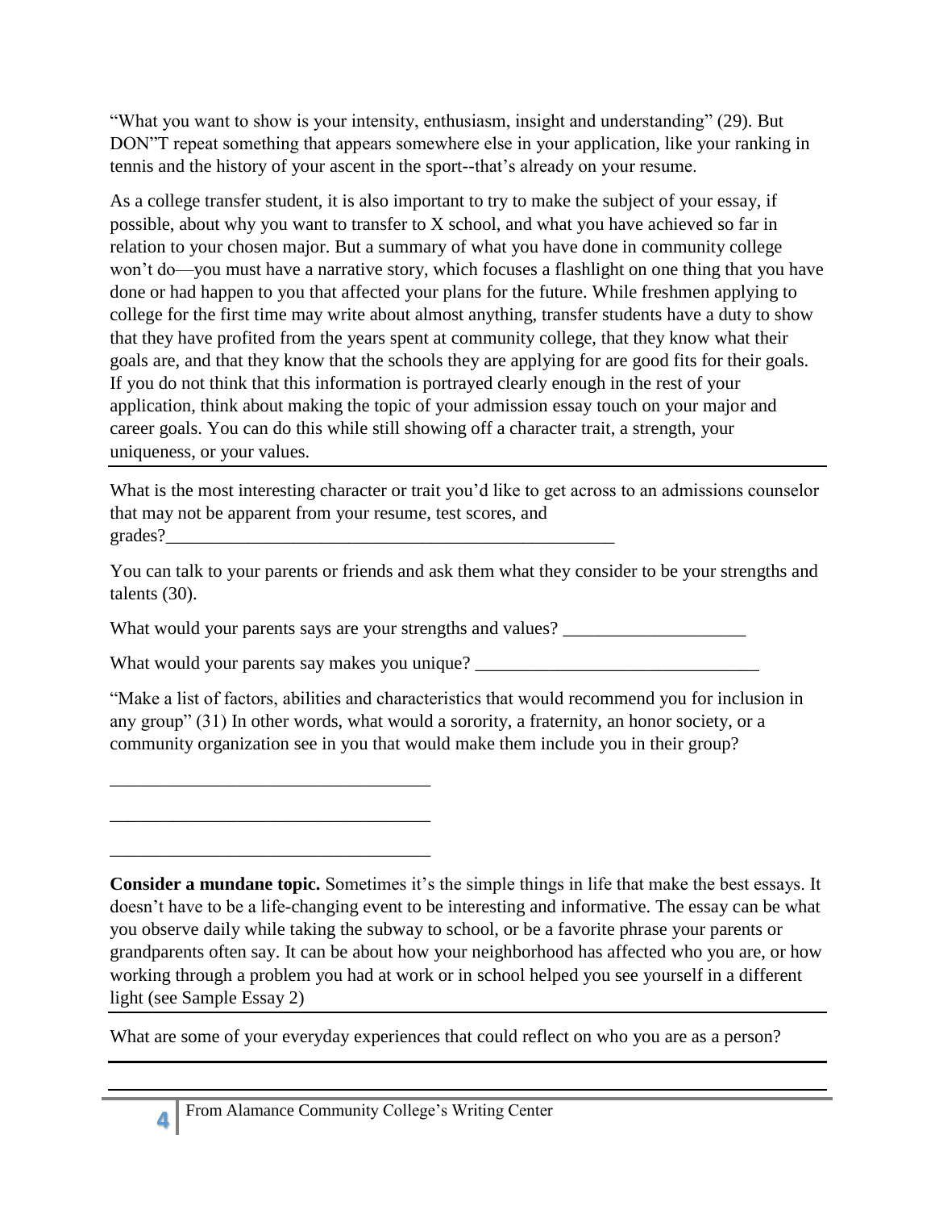"What you want to show is your intensity, enthusiasm, insight and understanding" (29). But DON"T repeat something that appears somewhere else in your application, like your ranking in tennis and the history of your ascent in the sport--that's already on your resume.

As a college transfer student, it is also important to try to make the subject of your essay, if possible, about why you want to transfer to X school, and what you have achieved so far in relation to your chosen major. But a summary of what you have done in community college won't do—you must have a narrative story, which focuses a flashlight on one thing that you have done or had happen to you that affected your plans for the future. While freshmen applying to college for the first time may write about almost anything, transfer students have a duty to show that they have profited from the years spent at community college, that they know what their goals are, and that they know that the schools they are applying for are good fits for their goals. If you do not think that this information is portrayed clearly enough in the rest of your application, think about making the topic of your admission essay touch on your major and career goals. You can do this while still showing off a character trait, a strength, your uniqueness, or your values.

---

What is the most interesting character or trait you'd like to get across to an admissions counselor that may not be apparent from your resume, test scores, and grades?___________________________________________________

You can talk to your parents or friends and ask them what they consider to be your strengths and talents (30).

What would your parents says are your strengths and values? ____________________

What would your parents say makes you unique? _______________________________

"Make a list of factors, abilities and characteristics that would recommend you for inclusion in any group" (31) In other words, what would a sorority, a fraternity, an honor society, or a community organization see in you that would make them include you in their group?

___________________________________

___________________________________

___________________________________

**Consider a mundane topic.** Sometimes it's the simple things in life that make the best essays. It doesn't have to be a life-changing event to be interesting and informative. The essay can be what you observe daily while taking the subway to school, or be a favorite phrase your parents or grandparents often say. It can be about how your neighborhood has affected who you are, or how working through a problem you had at work or in school helped you see yourself in a different light (see Sample Essay 2)

---

What are some of your everyday experiences that could reflect on who you are as a person?

---

---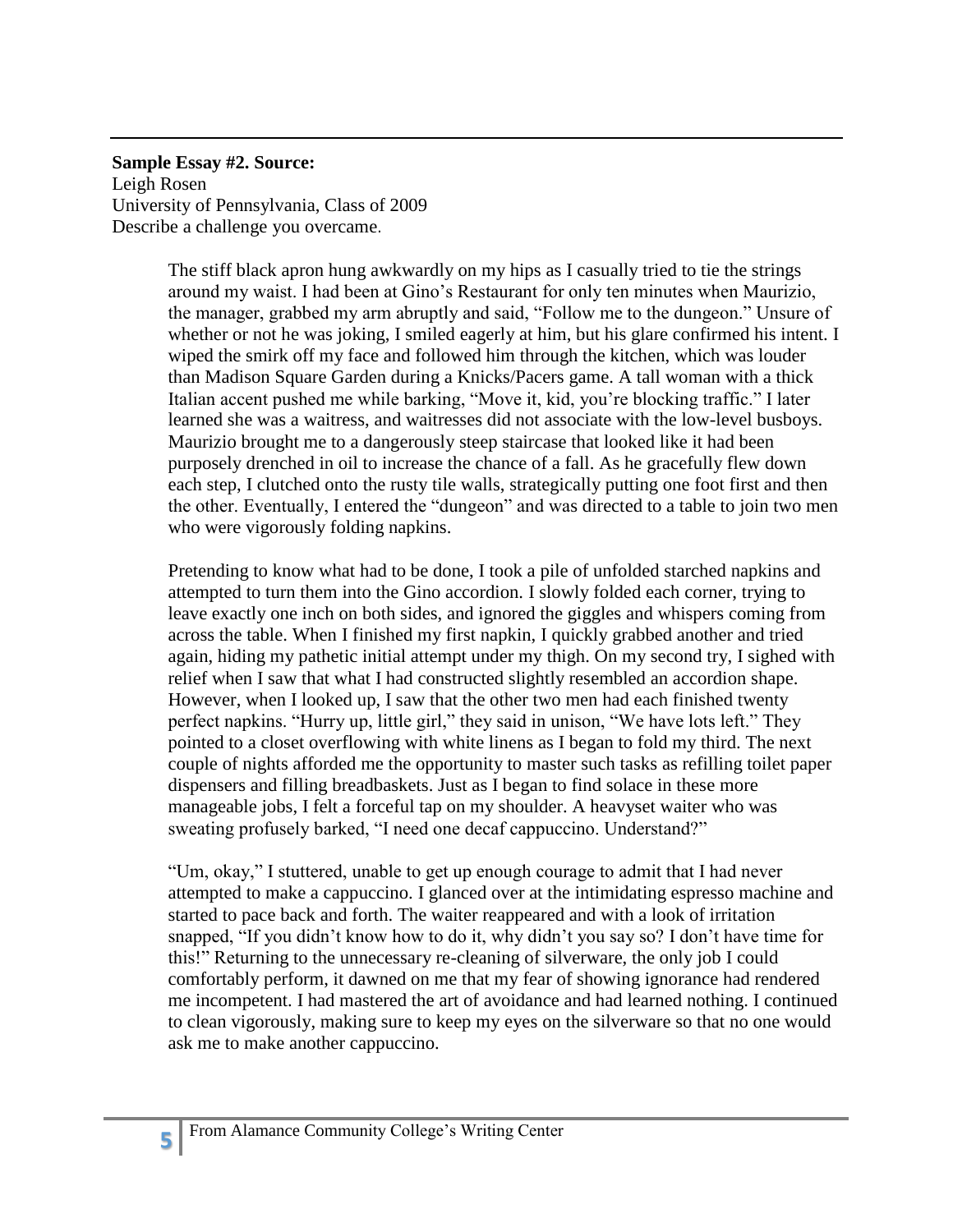**Sample Essay #2. Source:**
Leigh Rosen
University of Pennsylvania, Class of 2009
Describe a challenge you overcame.

The stiff black apron hung awkwardly on my hips as I casually tried to tie the strings around my waist. I had been at Gino's Restaurant for only ten minutes when Maurizio, the manager, grabbed my arm abruptly and said, "Follow me to the dungeon." Unsure of whether or not he was joking, I smiled eagerly at him, but his glare confirmed his intent. I wiped the smirk off my face and followed him through the kitchen, which was louder than Madison Square Garden during a Knicks/Pacers game. A tall woman with a thick Italian accent pushed me while barking, "Move it, kid, you're blocking traffic." I later learned she was a waitress, and waitresses did not associate with the low-level busboys. Maurizio brought me to a dangerously steep staircase that looked like it had been purposely drenched in oil to increase the chance of a fall. As he gracefully flew down each step, I clutched onto the rusty tile walls, strategically putting one foot first and then the other. Eventually, I entered the "dungeon" and was directed to a table to join two men who were vigorously folding napkins.

Pretending to know what had to be done, I took a pile of unfolded starched napkins and attempted to turn them into the Gino accordion. I slowly folded each corner, trying to leave exactly one inch on both sides, and ignored the giggles and whispers coming from across the table. When I finished my first napkin, I quickly grabbed another and tried again, hiding my pathetic initial attempt under my thigh. On my second try, I sighed with relief when I saw that what I had constructed slightly resembled an accordion shape. However, when I looked up, I saw that the other two men had each finished twenty perfect napkins. "Hurry up, little girl," they said in unison, "We have lots left." They pointed to a closet overflowing with white linens as I began to fold my third. The next couple of nights afforded me the opportunity to master such tasks as refilling toilet paper dispensers and filling breadbaskets. Just as I began to find solace in these more manageable jobs, I felt a forceful tap on my shoulder. A heavyset waiter who was sweating profusely barked, "I need one decaf cappuccino. Understand?"

"Um, okay," I stuttered, unable to get up enough courage to admit that I had never attempted to make a cappuccino. I glanced over at the intimidating espresso machine and started to pace back and forth. The waiter reappeared and with a look of irritation snapped, "If you didn't know how to do it, why didn't you say so? I don't have time for this!" Returning to the unnecessary re-cleaning of silverware, the only job I could comfortably perform, it dawned on me that my fear of showing ignorance had rendered me incompetent. I had mastered the art of avoidance and had learned nothing. I continued to clean vigorously, making sure to keep my eyes on the silverware so that no one would ask me to make another cappuccino.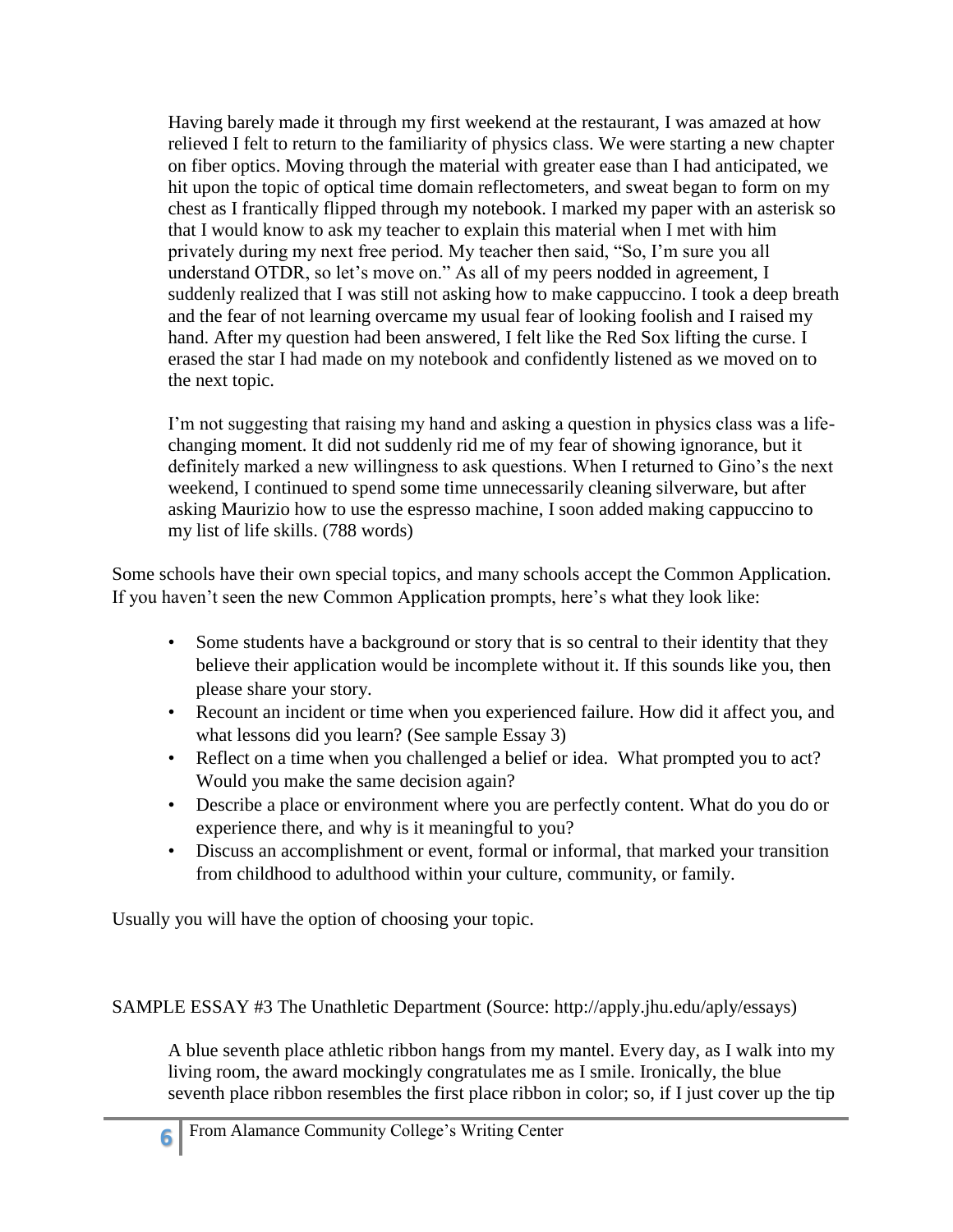> Having barely made it through my first weekend at the restaurant, I was amazed at how relieved I felt to return to the familiarity of physics class. We were starting a new chapter on fiber optics. Moving through the material with greater ease than I had anticipated, we hit upon the topic of optical time domain reflectometers, and sweat began to form on my chest as I frantically flipped through my notebook. I marked my paper with an asterisk so that I would know to ask my teacher to explain this material when I met with him privately during my next free period. My teacher then said, "So, I'm sure you all understand OTDR, so let's move on." As all of my peers nodded in agreement, I suddenly realized that I was still not asking how to make cappuccino. I took a deep breath and the fear of not learning overcame my usual fear of looking foolish and I raised my hand. After my question had been answered, I felt like the Red Sox lifting the curse. I erased the star I had made on my notebook and confidently listened as we moved on to the next topic.
>
> I'm not suggesting that raising my hand and asking a question in physics class was a life-changing moment. It did not suddenly rid me of my fear of showing ignorance, but it definitely marked a new willingness to ask questions. When I returned to Gino's the next weekend, I continued to spend some time unnecessarily cleaning silverware, but after asking Maurizio how to use the espresso machine, I soon added making cappuccino to my list of life skills. (788 words)

Some schools have their own special topics, and many schools accept the Common Application. If you haven't seen the new Common Application prompts, here's what they look like:

- Some students have a background or story that is so central to their identity that they believe their application would be incomplete without it. If this sounds like you, then please share your story.
- Recount an incident or time when you experienced failure. How did it affect you, and what lessons did you learn? (See sample Essay 3)
- Reflect on a time when you challenged a belief or idea. What prompted you to act? Would you make the same decision again?
- Describe a place or environment where you are perfectly content. What do you do or experience there, and why is it meaningful to you?
- Discuss an accomplishment or event, formal or informal, that marked your transition from childhood to adulthood within your culture, community, or family.

Usually you will have the option of choosing your topic.

SAMPLE ESSAY #3 The Unathletic Department (Source: http://apply.jhu.edu/aply/essays)

> A blue seventh place athletic ribbon hangs from my mantel. Every day, as I walk into my living room, the award mockingly congratulates me as I smile. Ironically, the blue seventh place ribbon resembles the first place ribbon in color; so, if I just cover up the tip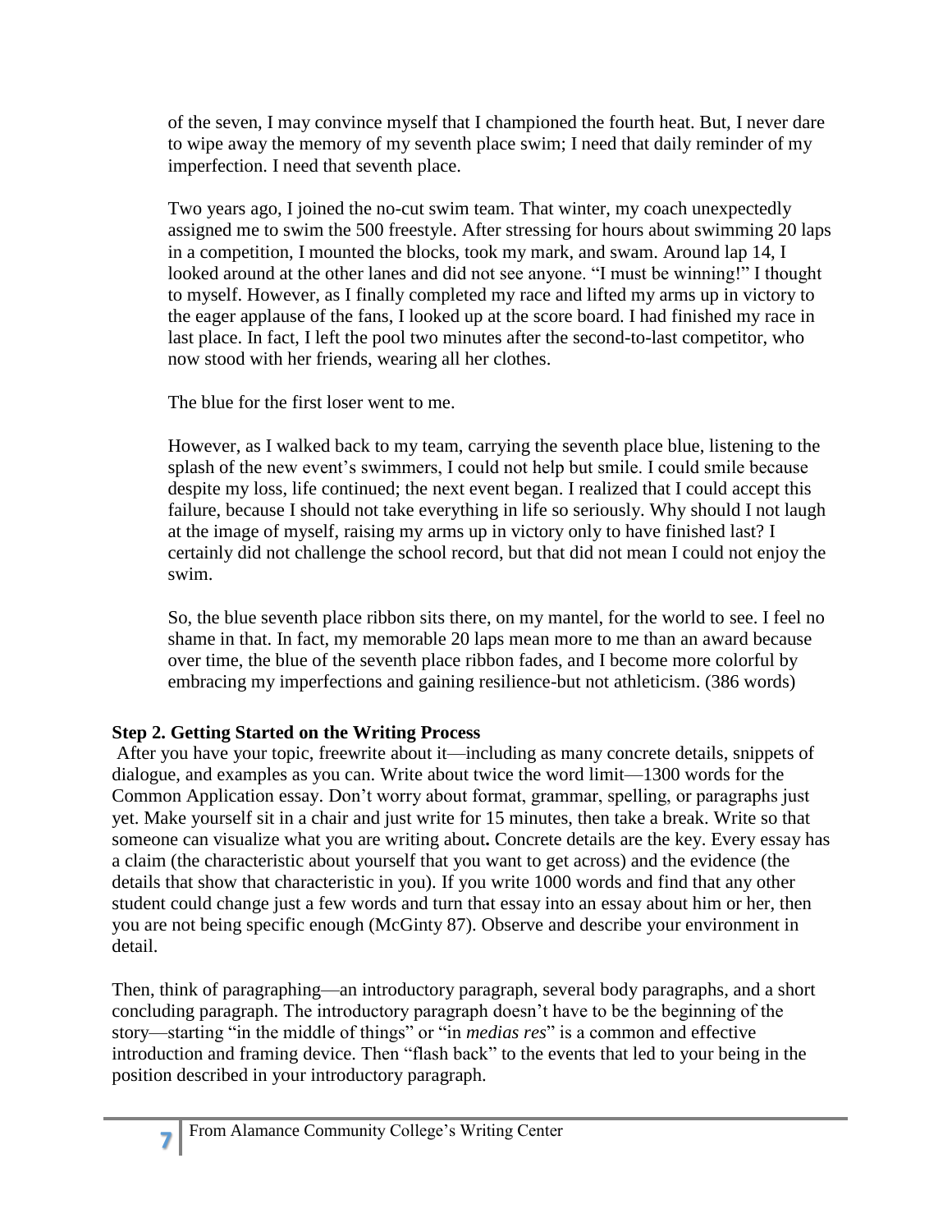of the seven, I may convince myself that I championed the fourth heat. But, I never dare to wipe away the memory of my seventh place swim; I need that daily reminder of my imperfection. I need that seventh place.

Two years ago, I joined the no-cut swim team. That winter, my coach unexpectedly assigned me to swim the 500 freestyle. After stressing for hours about swimming 20 laps in a competition, I mounted the blocks, took my mark, and swam. Around lap 14, I looked around at the other lanes and did not see anyone. "I must be winning!" I thought to myself. However, as I finally completed my race and lifted my arms up in victory to the eager applause of the fans, I looked up at the score board. I had finished my race in last place. In fact, I left the pool two minutes after the second-to-last competitor, who now stood with her friends, wearing all her clothes.

The blue for the first loser went to me.

However, as I walked back to my team, carrying the seventh place blue, listening to the splash of the new event's swimmers, I could not help but smile. I could smile because despite my loss, life continued; the next event began. I realized that I could accept this failure, because I should not take everything in life so seriously. Why should I not laugh at the image of myself, raising my arms up in victory only to have finished last? I certainly did not challenge the school record, but that did not mean I could not enjoy the swim.

So, the blue seventh place ribbon sits there, on my mantel, for the world to see. I feel no shame in that. In fact, my memorable 20 laps mean more to me than an award because over time, the blue of the seventh place ribbon fades, and I become more colorful by embracing my imperfections and gaining resilience-but not athleticism. (386 words)

### Step 2. Getting Started on the Writing Process

After you have your topic, freewrite about it—including as many concrete details, snippets of dialogue, and examples as you can. Write about twice the word limit—1300 words for the Common Application essay. Don't worry about format, grammar, spelling, or paragraphs just yet. Make yourself sit in a chair and just write for 15 minutes, then take a break. Write so that someone can visualize what you are writing about**.** Concrete details are the key. Every essay has a claim (the characteristic about yourself that you want to get across) and the evidence (the details that show that characteristic in you). If you write 1000 words and find that any other student could change just a few words and turn that essay into an essay about him or her, then you are not being specific enough (McGinty 87). Observe and describe your environment in detail.

Then, think of paragraphing—an introductory paragraph, several body paragraphs, and a short concluding paragraph. The introductory paragraph doesn't have to be the beginning of the story—starting "in the middle of things" or "in *medias res*" is a common and effective introduction and framing device. Then "flash back" to the events that led to your being in the position described in your introductory paragraph.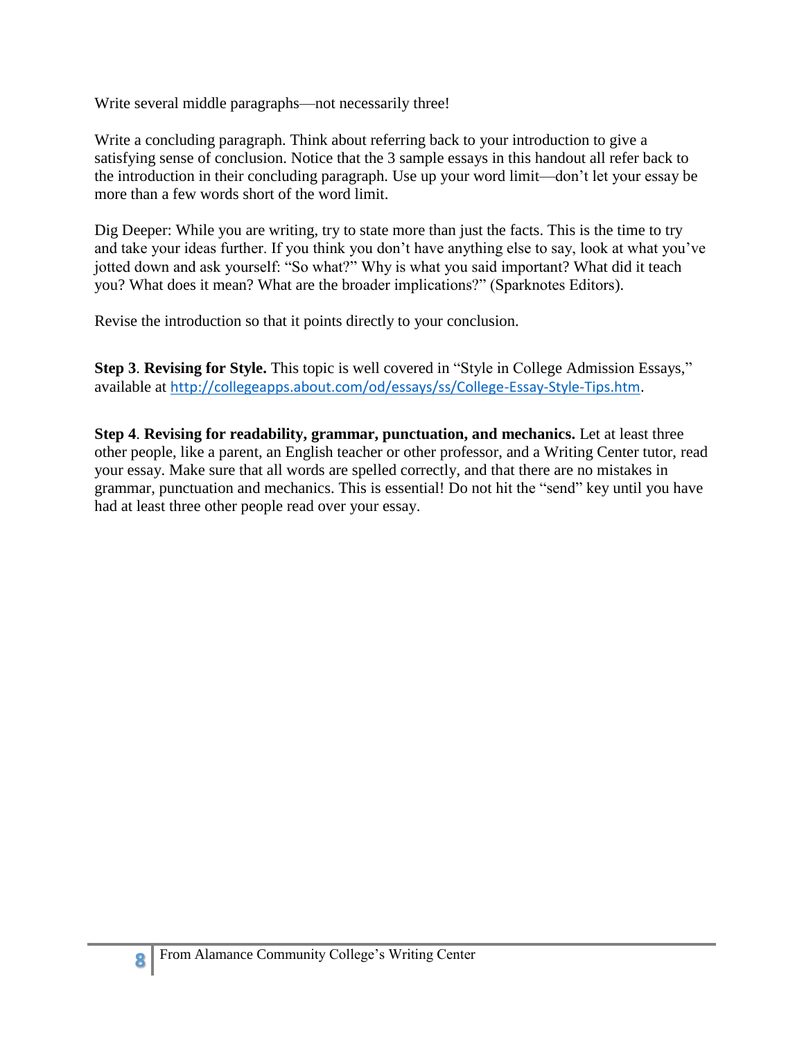Write several middle paragraphs—not necessarily three!

Write a concluding paragraph. Think about referring back to your introduction to give a satisfying sense of conclusion. Notice that the 3 sample essays in this handout all refer back to the introduction in their concluding paragraph. Use up your word limit—don't let your essay be more than a few words short of the word limit.

Dig Deeper: While you are writing, try to state more than just the facts. This is the time to try and take your ideas further. If you think you don't have anything else to say, look at what you've jotted down and ask yourself: "So what?" Why is what you said important? What did it teach you? What does it mean? What are the broader implications?" (Sparknotes Editors).

Revise the introduction so that it points directly to your conclusion.

**Step 3**. **Revising for Style.** This topic is well covered in "Style in College Admission Essays," available at http://collegeapps.about.com/od/essays/ss/College-Essay-Style-Tips.htm.

**Step 4**. **Revising for readability, grammar, punctuation, and mechanics.** Let at least three other people, like a parent, an English teacher or other professor, and a Writing Center tutor, read your essay. Make sure that all words are spelled correctly, and that there are no mistakes in grammar, punctuation and mechanics. This is essential! Do not hit the "send" key until you have had at least three other people read over your essay.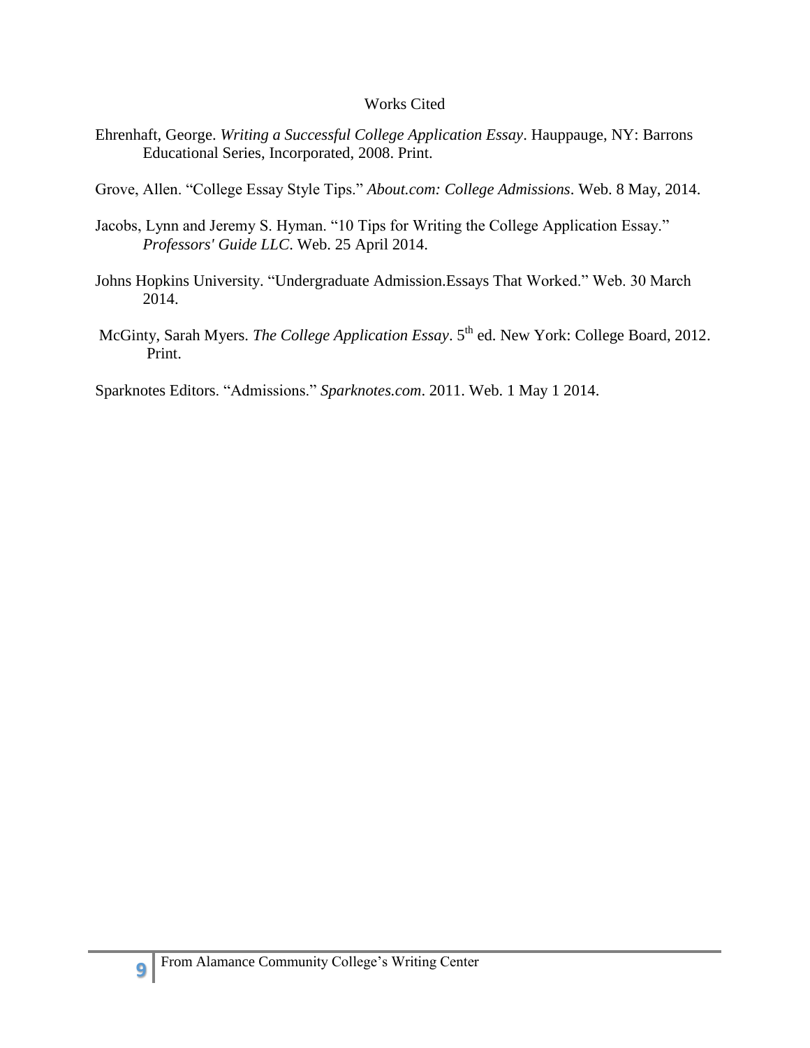# Works Cited

Ehrenhaft, George. *Writing a Successful College Application Essay*. Hauppauge, NY: Barrons Educational Series, Incorporated, 2008. Print.

Grove, Allen. "College Essay Style Tips." *About.com: College Admissions*. Web. 8 May, 2014.

Jacobs, Lynn and Jeremy S. Hyman. "10 Tips for Writing the College Application Essay." *Professors' Guide LLC*. Web. 25 April 2014.

Johns Hopkins University. "Undergraduate Admission.Essays That Worked." Web. 30 March 2014.

McGinty, Sarah Myers. *The College Application Essay*. 5th ed. New York: College Board, 2012. Print.

Sparknotes Editors. "Admissions." *Sparknotes.com*. 2011. Web. 1 May 1 2014.